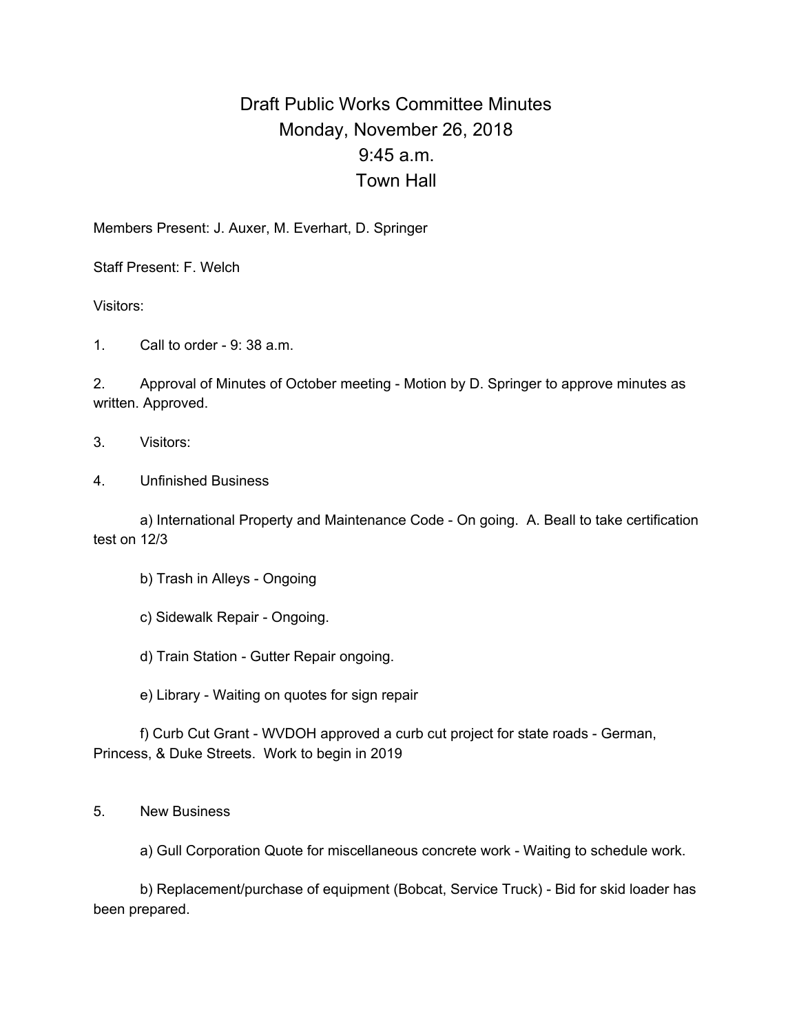# Draft Public Works Committee Minutes

## Monday, November 26, 2018

## 9:45 a.m.

## Town Hall

Members Present: J. Auxer, M. Everhart, D. Springer

Staff Present: F. Welch

Visitors:

1. Call to order - 9: 38 a.m.

2. Approval of Minutes of October meeting - Motion by D. Springer to approve minutes as written. Approved.

3. Visitors:

4. Unfinished Business

   a) International Property and Maintenance Code - On going. A. Beall to take certification test on 12/3

   b) Trash in Alleys - Ongoing

   c) Sidewalk Repair - Ongoing.

   d) Train Station - Gutter Repair ongoing.

   e) Library - Waiting on quotes for sign repair

   f) Curb Cut Grant - WVDOH approved a curb cut project for state roads - German, Princess, & Duke Streets. Work to begin in 2019

5. New Business

   a) Gull Corporation Quote for miscellaneous concrete work - Waiting to schedule work.

   b) Replacement/purchase of equipment (Bobcat, Service Truck) - Bid for skid loader has been prepared.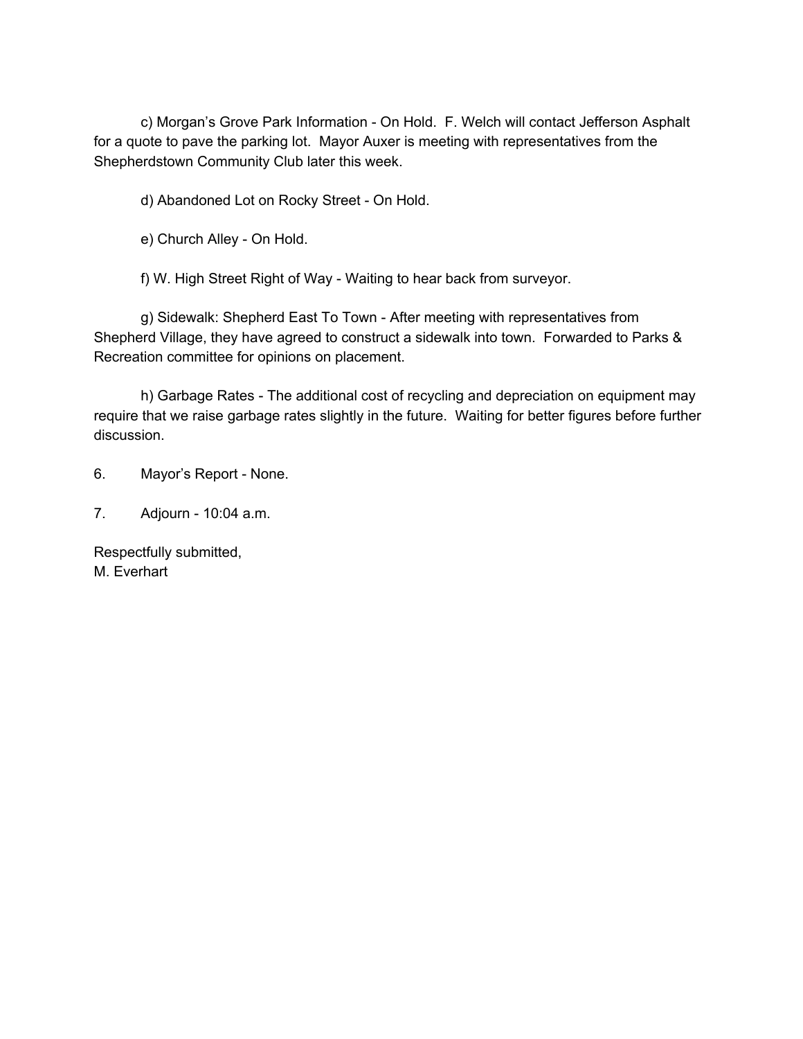c) Morgan's Grove Park Information - On Hold. F. Welch will contact Jefferson Asphalt for a quote to pave the parking lot. Mayor Auxer is meeting with representatives from the Shepherdstown Community Club later this week.

d) Abandoned Lot on Rocky Street - On Hold.

e) Church Alley - On Hold.

f) W. High Street Right of Way - Waiting to hear back from surveyor.

g) Sidewalk: Shepherd East To Town - After meeting with representatives from Shepherd Village, they have agreed to construct a sidewalk into town. Forwarded to Parks & Recreation committee for opinions on placement.

h) Garbage Rates - The additional cost of recycling and depreciation on equipment may require that we raise garbage rates slightly in the future. Waiting for better figures before further discussion.

6. Mayor's Report - None.

7. Adjourn - 10:04 a.m.

Respectfully submitted,
M. Everhart